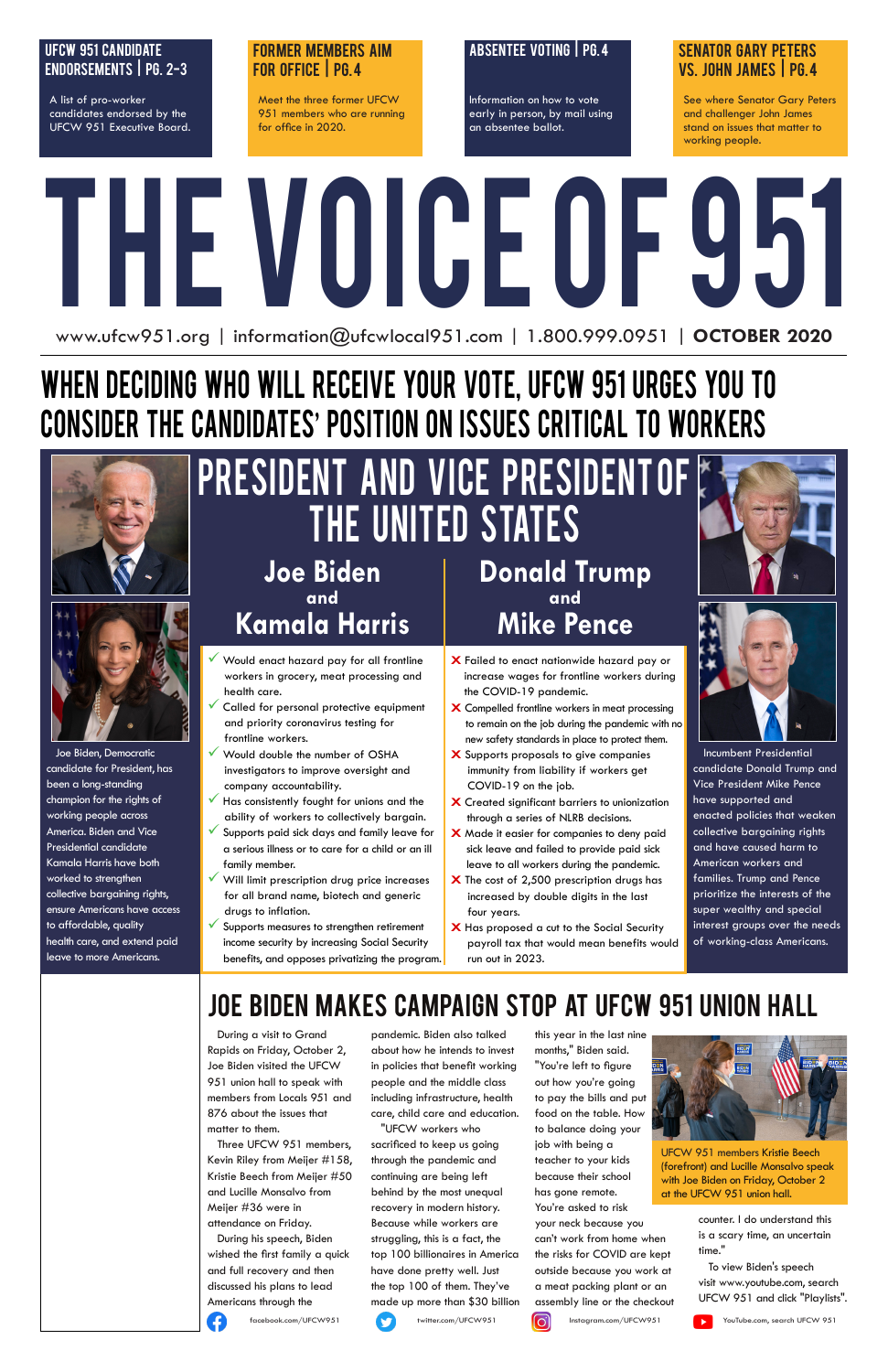**UFCW 951 CANDIDATE ENDORSEMENTS | PG. 2-3**

A list of pro-worker candidates endorsed by the UFCW 951 Executive Board.

**FORMER MEMBERS AIM FOR OFFICE | PG. 4**

Meet the three former UFCW 951 members who are running for office in 2020.

**ABSENTEE VOTING | PG. 4**

Information on how to vote early in person, by mail using an absentee ballot.

**SENATOR GARY PETERS VS. JOHN JAMES | PG. 4**

See where Senator Gary Peters and challenger John James stand on issues that matter to working people.

# THE VOICE OF 951

www.ufcw951.org | information@ufcwlocal951.com | 1.800.999.0951 | **OCTOBER 2020**

## WHEN DECIDING WHO WILL RECEIVE YOUR VOTE, UFCW 951 URGES YOU TO CONSIDER THE CANDIDATES' POSITION ON ISSUES CRITICAL TO WORKERS

## PRESIDENT AND VICE PRESIDENT OF THE UNITED STATES

### Joe Biden and Kamala Harris

- ✓ Would enact hazard pay for all frontline workers in grocery, meat processing and health care.
- ✓ Called for personal protective equipment and priority coronavirus testing for frontline workers.
- ✓ Would double the number of OSHA investigators to improve oversight and company accountability.
- ✓ Has consistently fought for unions and the ability of workers to collectively bargain.
- ✓ Supports paid sick days and family leave for a serious illness or to care for a child or an ill family member.
- ✓ Will limit prescription drug price increases for all brand name, biotech and generic drugs to inflation.
- ✓ Supports measures to strengthen retirement income security by increasing Social Security benefits, and opposes privatizing the program.

Joe Biden, Democratic candidate for President, has been a long-standing champion for the rights of working people across America. Biden and Vice Presidential candidate Kamala Harris have both worked to strengthen collective bargaining rights, ensure Americans have access to affordable, quality health care, and extend paid leave to more Americans.

### Donald Trump and Mike Pence

- ✗ Failed to enact nationwide hazard pay or increase wages for frontline workers during the COVID-19 pandemic.
- ✗ Compelled frontline workers in meat processing to remain on the job during the pandemic with no new safety standards in place to protect them.
- ✗ Supports proposals to give companies immunity from liability if workers get COVID-19 on the job.
- ✗ Created significant barriers to unionization through a series of NLRB decisions.
- ✗ Made it easier for companies to deny paid sick leave and failed to provide paid sick leave to all workers during the pandemic.
- ✗ The cost of 2,500 prescription drugs has increased by double digits in the last four years.
- ✗ Has proposed a cut to the Social Security payroll tax that would mean benefits would run out in 2023.

Incumbent Presidential candidate Donald Trump and Vice President Mike Pence have supported and enacted policies that weaken collective bargaining rights and have caused harm to American workers and families. Trump and Pence prioritize the interests of the super wealthy and special interest groups over the needs of working-class Americans.

## JOE BIDEN MAKES CAMPAIGN STOP AT UFCW 951 UNION HALL

During a visit to Grand Rapids on Friday, October 2, Joe Biden visited the UFCW 951 union hall to speak with members from Locals 951 and 876 about the issues that matter to them.

Three UFCW 951 members, Kevin Riley from Meijer #158, Kristie Beech from Meijer #50 and Lucille Monsalvo from Meijer #36 were in attendance on Friday.

During his speech, Biden wished the first family a quick and full recovery and then discussed his plans to lead Americans through the pandemic. Biden also talked about how he intends to invest in policies that benefit working people and the middle class including infrastructure, health care, child care and education.

"UFCW workers who sacrificed to keep us going through the pandemic and continuing are being left behind by the most unequal recovery in modern history. Because while workers are struggling, this is a fact, the top 100 billionaires in America have done pretty well. Just the top 100 of them. They've made up more than $30 billion this year in the last nine months," Biden said. "You're left to figure out how you're going to pay the bills and put food on the table. How to balance doing your job with being a teacher to your kids because their school has gone remote. You're asked to risk your neck because you can't work from home when the risks for COVID are kept outside because you work at a meat packing plant or an assembly line or the checkout counter. I do understand this is a scary time, an uncertain time."

UFCW 951 members Kristie Beech (forefront) and Lucille Monsalvo speak with Joe Biden on Friday, October 2 at the UFCW 951 union hall.

To view Biden's speech visit www.youtube.com, search UFCW 951 and click "Playlists".

facebook.com/UFCW951 | twitter.com/UFCW951 | Instagram.com/UFCW951 | YouTube.com, search UFCW 951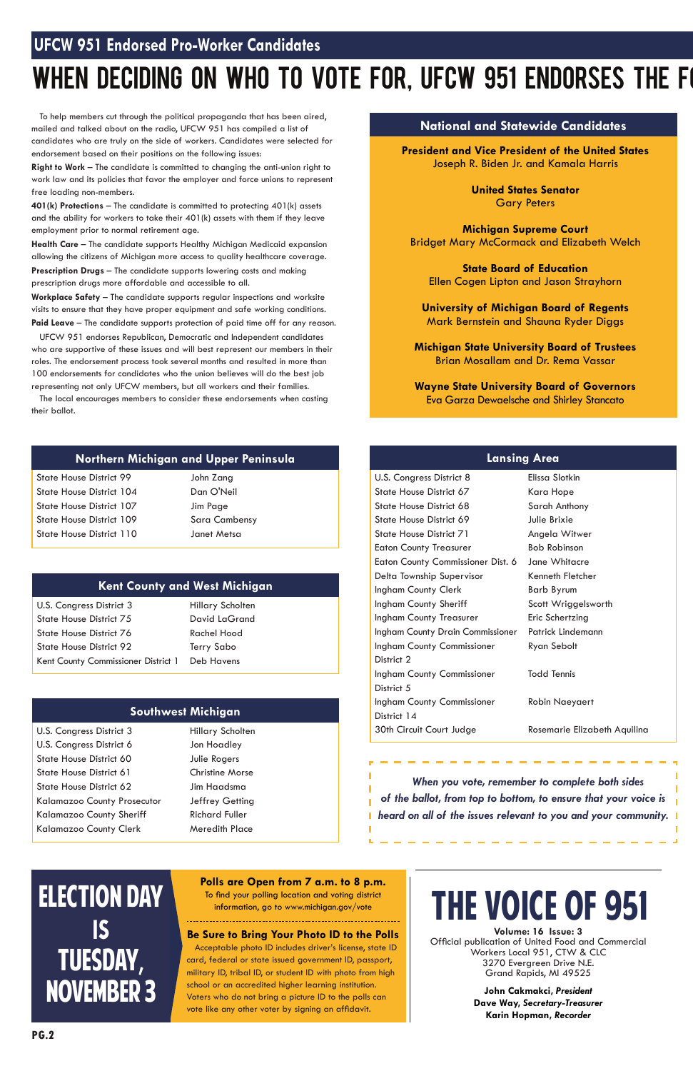## UFCW 951 Endorsed Pro-Worker Candidates

# WHEN DECIDING ON WHO TO VOTE FOR, UFCW 951 ENDORSES THE FO

To help members cut through the political propaganda that has been aired, mailed and talked about on the radio, UFCW 951 has compiled a list of candidates who are truly on the side of workers. Candidates were selected for endorsement based on their positions on the following issues:

**Right to Work** – The candidate is committed to changing the anti-union right to work law and its policies that favor the employer and force unions to represent free loading non-members.

**401(k) Protections** – The candidate is committed to protecting 401(k) assets and the ability for workers to take their 401(k) assets with them if they leave employment prior to normal retirement age.

**Health Care** – The candidate supports Healthy Michigan Medicaid expansion allowing the citizens of Michigan more access to quality healthcare coverage.

**Prescription Drugs** – The candidate supports lowering costs and making prescription drugs more affordable and accessible to all.

**Workplace Safety** – The candidate supports regular inspections and worksite visits to ensure that they have proper equipment and safe working conditions.

**Paid Leave** – The candidate supports protection of paid time off for any reason.

UFCW 951 endorses Republican, Democratic and Independent candidates who are supportive of these issues and will best represent our members in their roles. The endorsement process took several months and resulted in more than 100 endorsements for candidates who the union believes will do the best job representing not only UFCW members, but all workers and their families.

The local encourages members to consider these endorsements when casting their ballot.

### National and Statewide Candidates

**President and Vice President of the United States**
Joseph R. Biden Jr. and Kamala Harris

**United States Senator**
Gary Peters

**Michigan Supreme Court**
Bridget Mary McCormack and Elizabeth Welch

**State Board of Education**
Ellen Cogen Lipton and Jason Strayhorn

**University of Michigan Board of Regents**
Mark Bernstein and Shauna Ryder Diggs

**Michigan State University Board of Trustees**
Brian Mosallam and Dr. Rema Vassar

**Wayne State University Board of Governors**
Eva Garza Dewaelsche and Shirley Stancato

### Northern Michigan and Upper Peninsula

| Office | Candidate |
|---|---|
| State House District 99 | John Zang |
| State House District 104 | Dan O'Neil |
| State House District 107 | Jim Page |
| State House District 109 | Sara Cambensy |
| State House District 110 | Janet Metsa |

### Kent County and West Michigan

| Office | Candidate |
|---|---|
| U.S. Congress District 3 | Hillary Scholten |
| State House District 75 | David LaGrand |
| State House District 76 | Rachel Hood |
| State House District 92 | Terry Sabo |
| Kent County Commissioner District 1 | Deb Havens |

### Southwest Michigan

| Office | Candidate |
|---|---|
| U.S. Congress District 3 | Hillary Scholten |
| U.S. Congress District 6 | Jon Hoadley |
| State House District 60 | Julie Rogers |
| State House District 61 | Christine Morse |
| State House District 62 | Jim Haadsma |
| Kalamazoo County Prosecutor | Jeffrey Getting |
| Kalamazoo County Sheriff | Richard Fuller |
| Kalamazoo County Clerk | Meredith Place |

### Lansing Area

| Office | Candidate |
|---|---|
| U.S. Congress District 8 | Elissa Slotkin |
| State House District 67 | Kara Hope |
| State House District 68 | Sarah Anthony |
| State House District 69 | Julie Brixie |
| State House District 71 | Angela Witwer |
| Eaton County Treasurer | Bob Robinson |
| Eaton County Commissioner Dist. 6 | Jane Whitacre |
| Delta Township Supervisor | Kenneth Fletcher |
| Ingham County Clerk | Barb Byrum |
| Ingham County Sheriff | Scott Wriggelsworth |
| Ingham County Treasurer | Eric Schertzing |
| Ingham County Drain Commissioner | Patrick Lindemann |
| Ingham County Commissioner District 2 | Ryan Sebolt |
| Ingham County Commissioner District 5 | Todd Tennis |
| Ingham County Commissioner District 14 | Robin Naeyaert |
| 30th Circuit Court Judge | Rosemarie Elizabeth Aquilina |

*When you vote, remember to complete both sides of the ballot, from top to bottom, to ensure that your voice is heard on all of the issues relevant to you and your community.*

# ELECTION DAY IS TUESDAY, NOVEMBER 3

**Polls are Open from 7 a.m. to 8 p.m.**
To find your polling location and voting district information, go to www.michigan.gov/vote

**Be Sure to Bring Your Photo ID to the Polls**
Acceptable photo ID includes driver's license, state ID card, federal or state issued government ID, passport, military ID, tribal ID, or student ID with photo from high school or an accredited higher learning institution. Voters who do not bring a picture ID to the polls can vote like any other voter by signing an affidavit.

# THE VOICE OF 951

**Volume: 16 Issue: 3**
Official publication of United Food and Commercial Workers Local 951, CTW & CLC
3270 Evergreen Drive N.E.
Grand Rapids, MI 49525

**John Cakmakci, *President***
**Dave Way, *Secretary-Treasurer***
**Karin Hopman, *Recorder***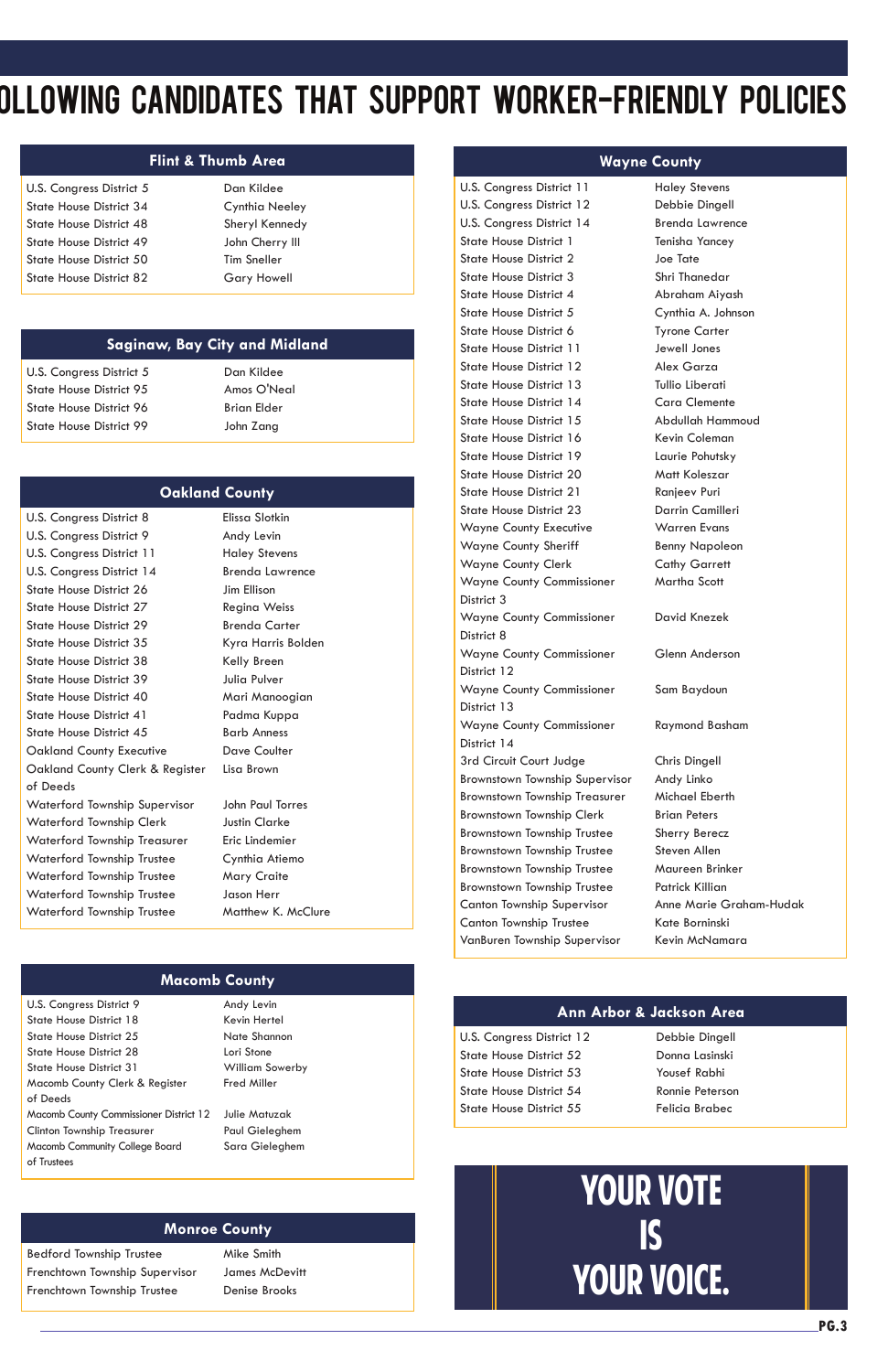# OLLOWING CANDIDATES THAT SUPPORT WORKER-FRIENDLY POLICIES

## Flint & Thumb Area

| Office | Candidate |
|---|---|
| U.S. Congress District 5 | Dan Kildee |
| State House District 34 | Cynthia Neeley |
| State House District 48 | Sheryl Kennedy |
| State House District 49 | John Cherry III |
| State House District 50 | Tim Sneller |
| State House District 82 | Gary Howell |

## Saginaw, Bay City and Midland

| Office | Candidate |
|---|---|
| U.S. Congress District 5 | Dan Kildee |
| State House District 95 | Amos O'Neal |
| State House District 96 | Brian Elder |
| State House District 99 | John Zang |

## Oakland County

| Office | Candidate |
|---|---|
| U.S. Congress District 8 | Elissa Slotkin |
| U.S. Congress District 9 | Andy Levin |
| U.S. Congress District 11 | Haley Stevens |
| U.S. Congress District 14 | Brenda Lawrence |
| State House District 26 | Jim Ellison |
| State House District 27 | Regina Weiss |
| State House District 29 | Brenda Carter |
| State House District 35 | Kyra Harris Bolden |
| State House District 38 | Kelly Breen |
| State House District 39 | Julia Pulver |
| State House District 40 | Mari Manoogian |
| State House District 41 | Padma Kuppa |
| State House District 45 | Barb Anness |
| Oakland County Executive | Dave Coulter |
| Oakland County Clerk & Register of Deeds | Lisa Brown |
| Waterford Township Supervisor | John Paul Torres |
| Waterford Township Clerk | Justin Clarke |
| Waterford Township Treasurer | Eric Lindemier |
| Waterford Township Trustee | Cynthia Atiemo |
| Waterford Township Trustee | Mary Craite |
| Waterford Township Trustee | Jason Herr |
| Waterford Township Trustee | Matthew K. McClure |

## Macomb County

| Office | Candidate |
|---|---|
| U.S. Congress District 9 | Andy Levin |
| State House District 18 | Kevin Hertel |
| State House District 25 | Nate Shannon |
| State House District 28 | Lori Stone |
| State House District 31 | William Sowerby |
| Macomb County Clerk & Register of Deeds | Fred Miller |
| Macomb County Commissioner District 12 | Julie Matuzak |
| Clinton Township Treasurer | Paul Gieleghem |
| Macomb Community College Board of Trustees | Sara Gieleghem |

## Monroe County

| Office | Candidate |
|---|---|
| Bedford Township Trustee | Mike Smith |
| Frenchtown Township Supervisor | James McDevitt |
| Frenchtown Township Trustee | Denise Brooks |

## Wayne County

| Office | Candidate |
|---|---|
| U.S. Congress District 11 | Haley Stevens |
| U.S. Congress District 12 | Debbie Dingell |
| U.S. Congress District 14 | Brenda Lawrence |
| State House District 1 | Tenisha Yancey |
| State House District 2 | Joe Tate |
| State House District 3 | Shri Thanedar |
| State House District 4 | Abraham Aiyash |
| State House District 5 | Cynthia A. Johnson |
| State House District 6 | Tyrone Carter |
| State House District 11 | Jewell Jones |
| State House District 12 | Alex Garza |
| State House District 13 | Tullio Liberati |
| State House District 14 | Cara Clemente |
| State House District 15 | Abdullah Hammoud |
| State House District 16 | Kevin Coleman |
| State House District 19 | Laurie Pohutsky |
| State House District 20 | Matt Koleszar |
| State House District 21 | Ranjeev Puri |
| State House District 23 | Darrin Camilleri |
| Wayne County Executive | Warren Evans |
| Wayne County Sheriff | Benny Napoleon |
| Wayne County Clerk | Cathy Garrett |
| Wayne County Commissioner District 3 | Martha Scott |
| Wayne County Commissioner District 8 | David Knezek |
| Wayne County Commissioner District 12 | Glenn Anderson |
| Wayne County Commissioner District 13 | Sam Baydoun |
| Wayne County Commissioner District 14 | Raymond Basham |
| 3rd Circuit Court Judge | Chris Dingell |
| Brownstown Township Supervisor | Andy Linko |
| Brownstown Township Treasurer | Michael Eberth |
| Brownstown Township Clerk | Brian Peters |
| Brownstown Township Trustee | Sherry Berecz |
| Brownstown Township Trustee | Steven Allen |
| Brownstown Township Trustee | Maureen Brinker |
| Brownstown Township Trustee | Patrick Killian |
| Canton Township Supervisor | Anne Marie Graham-Hudak |
| Canton Township Trustee | Kate Borninski |
| VanBuren Township Supervisor | Kevin McNamara |

## Ann Arbor & Jackson Area

| Office | Candidate |
|---|---|
| U.S. Congress District 12 | Debbie Dingell |
| State House District 52 | Donna Lasinski |
| State House District 53 | Yousef Rabhi |
| State House District 54 | Ronnie Peterson |
| State House District 55 | Felicia Brabec |

## YOUR VOTE IS YOUR VOICE.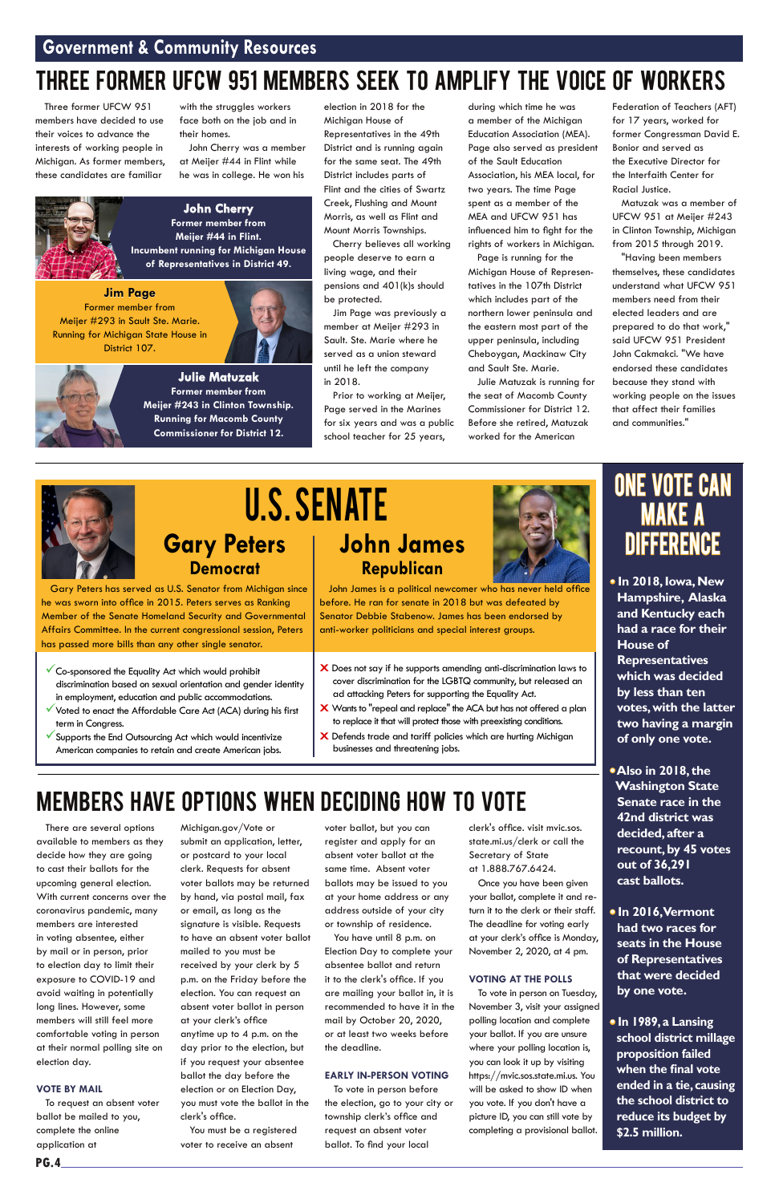## Government & Community Resources

# THREE FORMER UFCW 951 MEMBERS SEEK TO AMPLIFY THE VOICE OF WORKERS

Three former UFCW 951 members have decided to use their voices to advance the interests of working people in Michigan. As former members, these candidates are familiar with the struggles workers face both on the job and in their homes.

**John Cherry**
Former member from Meijer #44 in Flint.
Incumbent running for Michigan House of Representatives in District 49.

**Jim Page**
Former member from Meijer #293 in Sault Ste. Marie.
Running for Michigan State House in District 107.

**Julie Matuzak**
Former member from Meijer #243 in Clinton Township.
Running for Macomb County Commissioner for District 12.

John Cherry was a member at Meijer #44 in Flint while he was in college. He won his election in 2018 for the Michigan House of Representatives in the 49th District and is running again for the same seat. The 49th District includes parts of Flint and the cities of Swartz Creek, Flushing and Mount Morris, as well as Flint and Mount Morris Townships.

Cherry believes all working people deserve to earn a living wage, and their pensions and 401(k)s should be protected.

Jim Page was previously a member at Meijer #293 in Sault. Ste. Marie where he served as a union steward until he left the company in 2018.

Prior to working at Meijer, Page served in the Marines for six years and was a public school teacher for 25 years, during which time he was a member of the Michigan Education Association (MEA). Page also served as president of the Sault Education Association, his MEA local, for two years. The time Page spent as a member of the MEA and UFCW 951 has influenced him to fight for the rights of workers in Michigan.

Page is running for the Michigan House of Representatives in the 107th District which includes part of the northern lower peninsula and the eastern most part of the upper peninsula, including Cheboygan, Mackinaw City and Sault Ste. Marie.

Julie Matuzak is running for the seat of Macomb County Commissioner for District 12. Before she retired, Matuzak worked for the American Federation of Teachers (AFT) for 17 years, worked for former Congressman David E. Bonior and served as the Executive Director for the Interfaith Center for Racial Justice.

Matuzak was a member of UFCW 951 at Meijer #243 in Clinton Township, Michigan from 2015 through 2019.

"Having been members themselves, these candidates understand what UFCW 951 members need from their elected leaders and are prepared to do that work," said UFCW 951 President John Cakmakci. "We have endorsed these candidates because they stand with working people on the issues that affect their families and communities."

# U.S. SENATE

## Gary Peters
### Democrat

Gary Peters has served as U.S. Senator from Michigan since he was sworn into office in 2015. Peters serves as Ranking Member of the Senate Homeland Security and Governmental Affairs Committee. In the current congressional session, Peters has passed more bills than any other single senator.

- ✓ Co-sponsored the Equality Act which would prohibit discrimination based on sexual orientation and gender identity in employment, education and public accommodations.
- ✓ Voted to enact the Affordable Care Act (ACA) during his first term in Congress.
- ✓ Supports the End Outsourcing Act which would incentivize American companies to retain and create American jobs.

## John James
### Republican

John James is a political newcomer who has never held office before. He ran for senate in 2018 but was defeated by Senator Debbie Stabenow. James has been endorsed by anti-worker politicians and special interest groups.

- ✗ Does not say if he supports amending anti-discrimination laws to cover discrimination for the LGBTQ community, but released an ad attacking Peters for supporting the Equality Act.
- ✗ Wants to "repeal and replace" the ACA but has not offered a plan to replace it that will protect those with preexisting conditions.
- ✗ Defends trade and tariff policies which are hurting Michigan businesses and threatening jobs.

# MEMBERS HAVE OPTIONS WHEN DECIDING HOW TO VOTE

There are several options available to members as they decide how they are going to cast their ballots for the upcoming general election. With current concerns over the coronavirus pandemic, many members are interested in voting absentee, either by mail or in person, prior to election day to limit their exposure to COVID-19 and avoid waiting in potentially long lines. However, some members will still feel more comfortable voting in person at their normal polling site on election day.

### VOTE BY MAIL

To request an absent voter ballot be mailed to you, complete the online application at Michigan.gov/Vote or submit an application, letter, or postcard to your local clerk. Requests for absent voter ballots may be returned by hand, via postal mail, fax or email, as long as the signature is visible. Requests to have an absent voter ballot mailed to you must be received by your clerk by 5 p.m. on the Friday before the election. You can request an absent voter ballot in person at your clerk's office anytime up to 4 p.m. on the day prior to the election, but if you request your absentee ballot the day before the election or on Election Day, you must vote the ballot in the clerk's office.

You must be a registered voter to receive an absent voter ballot, but you can register and apply for an absent voter ballot at the same time. Absent voter ballots may be issued to you at your home address or any address outside of your city or township of residence.

You have until 8 p.m. on Election Day to complete your absentee ballot and return it to the clerk's office. If you are mailing your ballot in, it is recommended to have it in the mail by October 20, 2020, or at least two weeks before the deadline.

### EARLY IN-PERSON VOTING

To vote in person before the election, go to your city or township clerk's office and request an absent voter ballot. To find your local clerk's office. visit mvic.sos.state.mi.us/clerk or call the Secretary of State at 1.888.767.6424.

Once you have been given your ballot, complete it and return it to the clerk or their staff. The deadline for voting early at your clerk's office is Monday, November 2, 2020, at 4 pm.

### VOTING AT THE POLLS

To vote in person on Tuesday, November 3, visit your assigned polling location and complete your ballot. If you are unsure where your polling location is, you can look it up by visiting https://mvic.sos.state.mi.us. You will be asked to show ID when you vote. If you don't have a picture ID, you can still vote by completing a provisional ballot.

# ONE VOTE CAN MAKE A DIFFERENCE

- **In 2018, Iowa, New Hampshire, Alaska and Kentucky each had a race for their House of Representatives which was decided by less than ten votes, with the latter two having a margin of only one vote.**
- **Also in 2018, the Washington State Senate race in the 42nd district was decided, after a recount, by 45 votes out of 36,291 cast ballots.**
- **In 2016, Vermont had two races for seats in the House of Representatives that were decided by one vote.**
- **In 1989, a Lansing school district millage proposition failed when the final vote ended in a tie, causing the school district to reduce its budget by $2.5 million.**